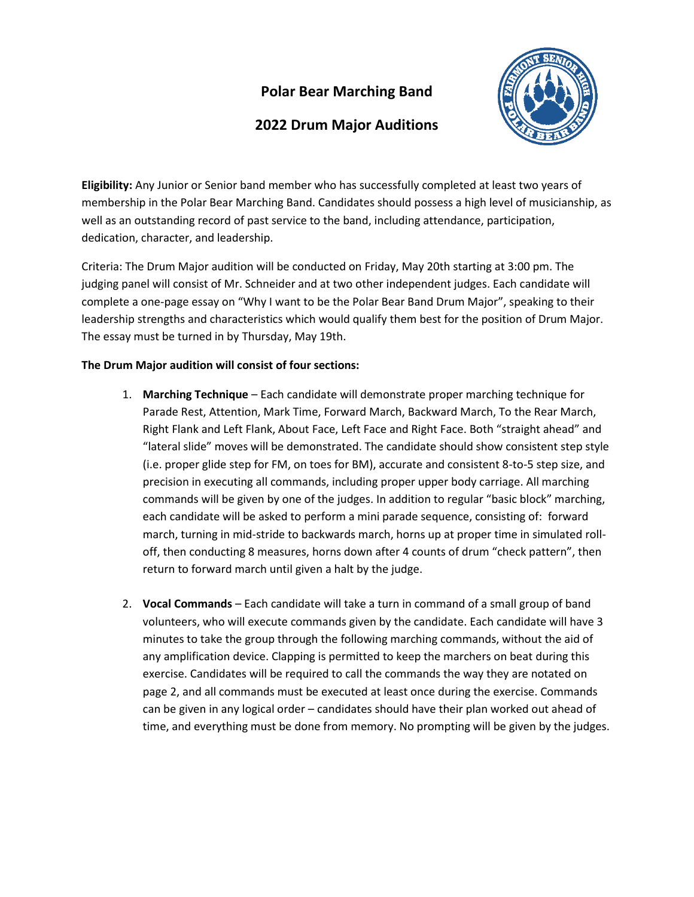# Polar Bear Marching Band

## 2022 Drum Major Auditions

**Eligibility:** Any Junior or Senior band member who has successfully completed at least two years of membership in the Polar Bear Marching Band. Candidates should possess a high level of musicianship, as well as an outstanding record of past service to the band, including attendance, participation, dedication, character, and leadership.

Criteria: The Drum Major audition will be conducted on Friday, May 20th starting at 3:00 pm. The judging panel will consist of Mr. Schneider and at two other independent judges. Each candidate will complete a one-page essay on "Why I want to be the Polar Bear Band Drum Major", speaking to their leadership strengths and characteristics which would qualify them best for the position of Drum Major. The essay must be turned in by Thursday, May 19th.

**The Drum Major audition will consist of four sections:**

1. **Marching Technique** – Each candidate will demonstrate proper marching technique for Parade Rest, Attention, Mark Time, Forward March, Backward March, To the Rear March, Right Flank and Left Flank, About Face, Left Face and Right Face. Both "straight ahead" and "lateral slide" moves will be demonstrated. The candidate should show consistent step style (i.e. proper glide step for FM, on toes for BM), accurate and consistent 8-to-5 step size, and precision in executing all commands, including proper upper body carriage. All marching commands will be given by one of the judges. In addition to regular "basic block" marching, each candidate will be asked to perform a mini parade sequence, consisting of: forward march, turning in mid-stride to backwards march, horns up at proper time in simulated roll-off, then conducting 8 measures, horns down after 4 counts of drum "check pattern", then return to forward march until given a halt by the judge.

2. **Vocal Commands** – Each candidate will take a turn in command of a small group of band volunteers, who will execute commands given by the candidate. Each candidate will have 3 minutes to take the group through the following marching commands, without the aid of any amplification device. Clapping is permitted to keep the marchers on beat during this exercise. Candidates will be required to call the commands the way they are notated on page 2, and all commands must be executed at least once during the exercise. Commands can be given in any logical order – candidates should have their plan worked out ahead of time, and everything must be done from memory. No prompting will be given by the judges.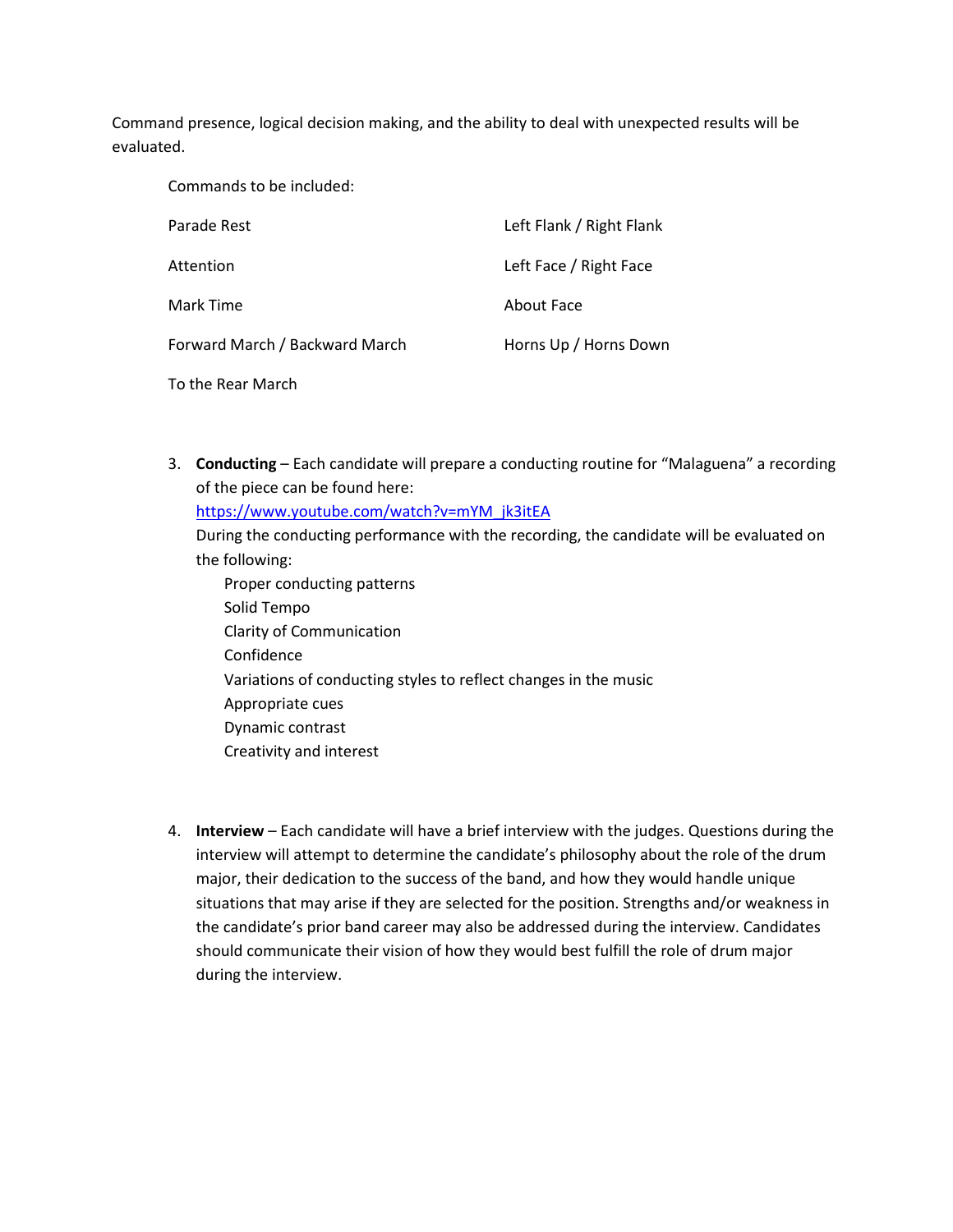Command presence, logical decision making, and the ability to deal with unexpected results will be evaluated.

Commands to be included:

| | |
|---|---|
| Parade Rest | Left Flank / Right Flank |
| Attention | Left Face / Right Face |
| Mark Time | About Face |
| Forward March / Backward March | Horns Up / Horns Down |
| To the Rear March | |

3. **Conducting** – Each candidate will prepare a conducting routine for "Malaguena" a recording of the piece can be found here: [https://www.youtube.com/watch?v=mYM_jk3itEA](https://www.youtube.com/watch?v=mYM_jk3itEA)
   During the conducting performance with the recording, the candidate will be evaluated on the following:
   - Proper conducting patterns
   - Solid Tempo
   - Clarity of Communication
   - Confidence
   - Variations of conducting styles to reflect changes in the music
   - Appropriate cues
   - Dynamic contrast
   - Creativity and interest

4. **Interview** – Each candidate will have a brief interview with the judges. Questions during the interview will attempt to determine the candidate's philosophy about the role of the drum major, their dedication to the success of the band, and how they would handle unique situations that may arise if they are selected for the position. Strengths and/or weakness in the candidate's prior band career may also be addressed during the interview. Candidates should communicate their vision of how they would best fulfill the role of drum major during the interview.